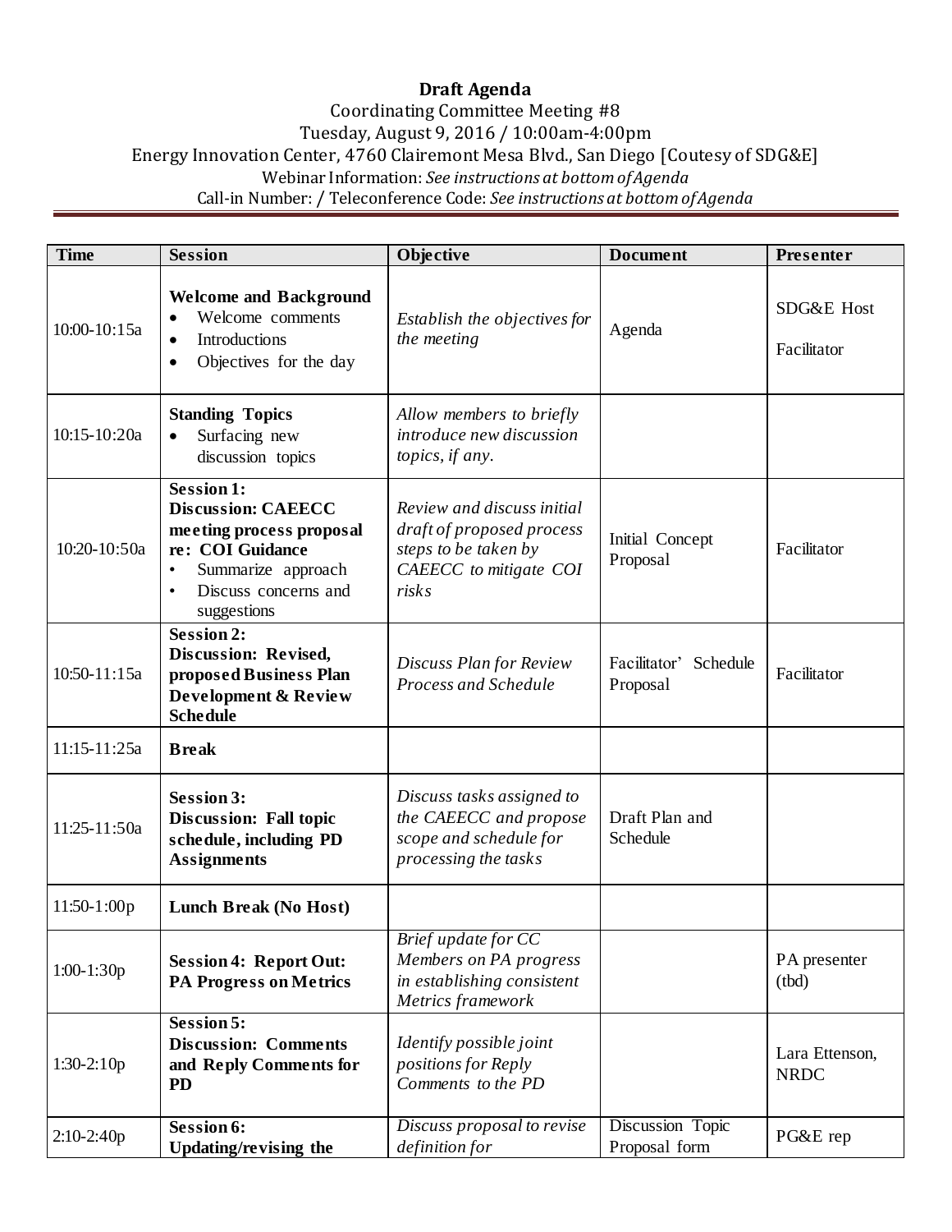# Draft Agenda

Coordinating Committee Meeting #8

Tuesday, August 9, 2016 / 10:00am-4:00pm

Energy Innovation Center, 4760 Clairemont Mesa Blvd., San Diego [Coutesy of SDG&E]

Webinar Information: *See instructions at bottom of Agenda*

Call-in Number: / Teleconference Code: *See instructions at bottom of Agenda*

| Time | Session | Objective | Document | Presenter |
|---|---|---|---|---|
| 10:00-10:15a | **Welcome and Background**<br>• Welcome comments<br>• Introductions<br>• Objectives for the day | *Establish the objectives for the meeting* | Agenda | SDG&E Host<br><br>Facilitator |
| 10:15-10:20a | **Standing Topics**<br>• Surfacing new discussion topics | *Allow members to briefly introduce new discussion topics, if any.* | | |
| 10:20-10:50a | **Session 1: Discussion: CAEECC meeting process proposal re: COI Guidance**<br>• Summarize approach<br>• Discuss concerns and suggestions | *Review and discuss initial draft of proposed process steps to be taken by CAEECC to mitigate COI risks* | Initial Concept Proposal | Facilitator |
| 10:50-11:15a | **Session 2: Discussion: Revised, proposed Business Plan Development & Review Schedule** | *Discuss Plan for Review Process and Schedule* | Facilitator' Schedule Proposal | Facilitator |
| 11:15-11:25a | **Break** | | | |
| 11:25-11:50a | **Session 3: Discussion: Fall topic schedule, including PD Assignments** | *Discuss tasks assigned to the CAEECC and propose scope and schedule for processing the tasks* | Draft Plan and Schedule | |
| 11:50-1:00p | **Lunch Break (No Host)** | | | |
| 1:00-1:30p | **Session 4: Report Out: PA Progress on Metrics** | *Brief update for CC Members on PA progress in establishing consistent Metrics framework* | | PA presenter (tbd) |
| 1:30-2:10p | **Session 5: Discussion: Comments and Reply Comments for PD** | *Identify possible joint positions for Reply Comments to the PD* | | Lara Ettenson, NRDC |
| 2:10-2:40p | **Session 6: Updating/revising the** | *Discuss proposal to revise definition for* | Discussion Topic Proposal form | PG&E rep |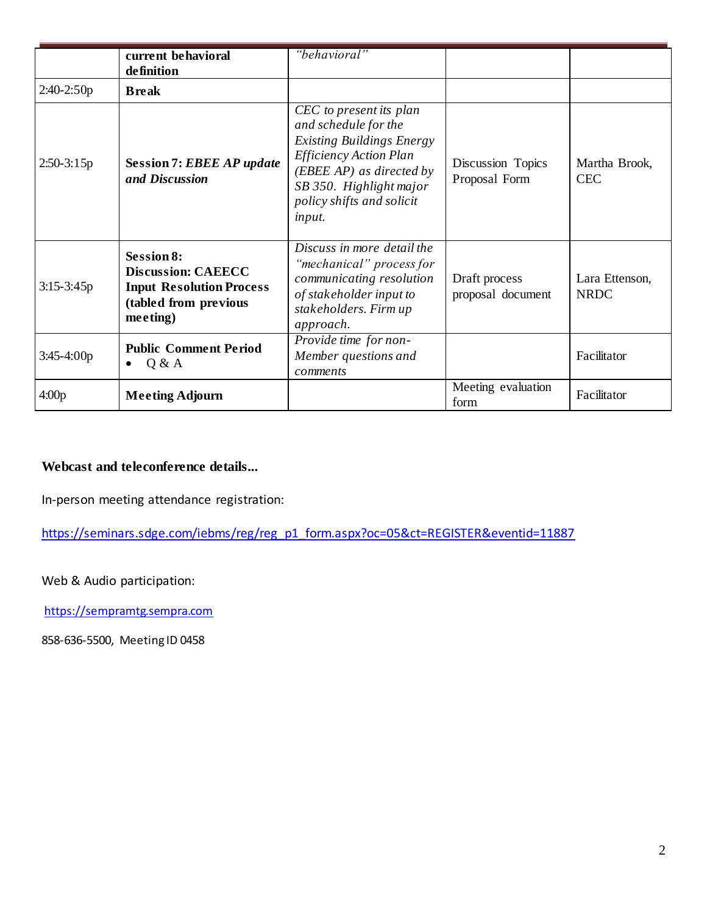| | | | | |
|---|---|---|---|---|
| | **current behavioral definition** | *"behavioral"* | | |
| 2:40-2:50p | **Break** | | | |
| 2:50-3:15p | **Session 7: *EBEE AP update and Discussion*** | *CEC to present its plan and schedule for the Existing Buildings Energy Efficiency Action Plan (EBEE AP) as directed by SB 350. Highlight major policy shifts and solicit input.* | Discussion Topics Proposal Form | Martha Brook, CEC |
| 3:15-3:45p | **Session 8: Discussion: CAEECC Input Resolution Process (tabled from previous meeting)** | *Discuss in more detail the "mechanical" process for communicating resolution of stakeholder input to stakeholders. Firm up approach.* | Draft process proposal document | Lara Ettenson, NRDC |
| 3:45-4:00p | **Public Comment Period**<br>• Q & A | *Provide time for non-Member questions and comments* | | Facilitator |
| 4:00p | **Meeting Adjourn** | | Meeting evaluation form | Facilitator |

**Webcast and teleconference details...**

In-person meeting attendance registration:

https://seminars.sdge.com/iebms/reg/reg_p1_form.aspx?oc=05&ct=REGISTER&eventid=11887

Web & Audio participation:

https://sempramtg.sempra.com

858-636-5500, Meeting ID 0458